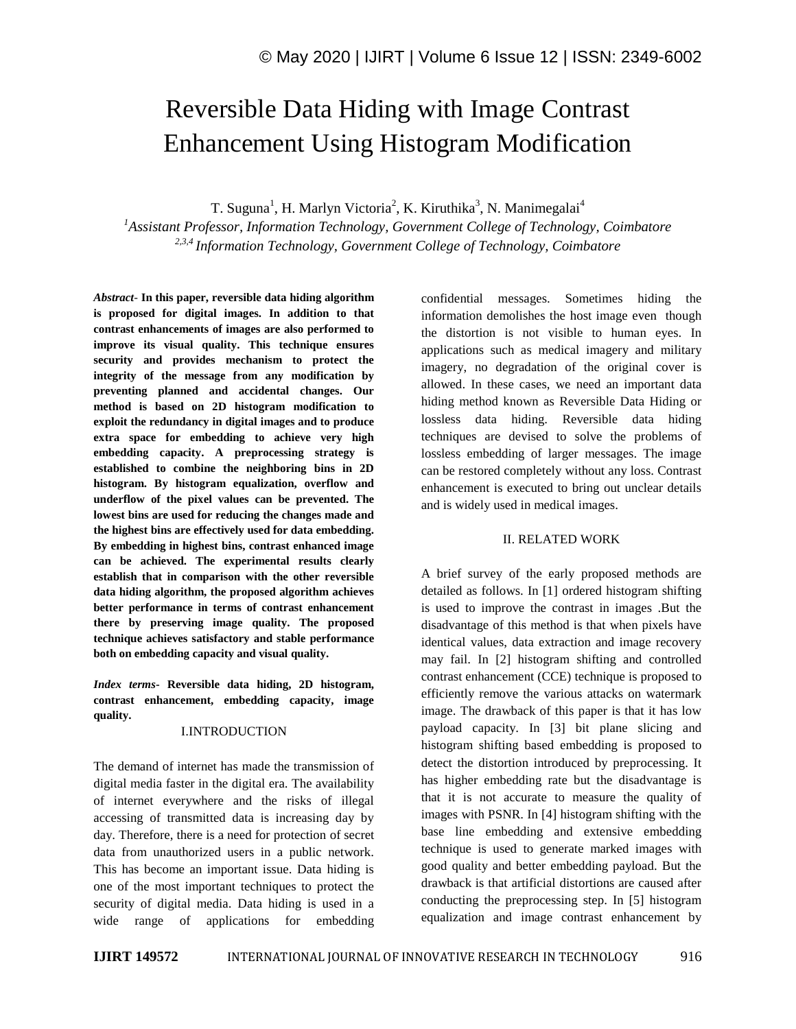# Reversible Data Hiding with Image Contrast Enhancement Using Histogram Modification

T. Suguna[1], H. Marlyn Victoria[2], K. Kiruthika[3], N. Manimegalai[4]

[1]*Assistant Professor, Information Technology, Government College of Technology, Coimbatore*
[2,3,4] *Information Technology, Government College of Technology, Coimbatore*

***Abstract*- In this paper, reversible data hiding algorithm is proposed for digital images. In addition to that contrast enhancements of images are also performed to improve its visual quality. This technique ensures security and provides mechanism to protect the integrity of the message from any modification by preventing planned and accidental changes. Our method is based on 2D histogram modification to exploit the redundancy in digital images and to produce extra space for embedding to achieve very high embedding capacity. A preprocessing strategy is established to combine the neighboring bins in 2D histogram. By histogram equalization, overflow and underflow of the pixel values can be prevented. The lowest bins are used for reducing the changes made and the highest bins are effectively used for data embedding. By embedding in highest bins, contrast enhanced image can be achieved. The experimental results clearly establish that in comparison with the other reversible data hiding algorithm, the proposed algorithm achieves better performance in terms of contrast enhancement there by preserving image quality. The proposed technique achieves satisfactory and stable performance both on embedding capacity and visual quality.**

***Index terms*- Reversible data hiding, 2D histogram, contrast enhancement, embedding capacity, image quality.**

## I.INTRODUCTION

The demand of internet has made the transmission of digital media faster in the digital era. The availability of internet everywhere and the risks of illegal accessing of transmitted data is increasing day by day. Therefore, there is a need for protection of secret data from unauthorized users in a public network. This has become an important issue. Data hiding is one of the most important techniques to protect the security of digital media. Data hiding is used in a wide range of applications for embedding confidential messages. Sometimes hiding the information demolishes the host image even though the distortion is not visible to human eyes. In applications such as medical imagery and military imagery, no degradation of the original cover is allowed. In these cases, we need an important data hiding method known as Reversible Data Hiding or lossless data hiding. Reversible data hiding techniques are devised to solve the problems of lossless embedding of larger messages. The image can be restored completely without any loss. Contrast enhancement is executed to bring out unclear details and is widely used in medical images.

## II. RELATED WORK

A brief survey of the early proposed methods are detailed as follows. In [1] ordered histogram shifting is used to improve the contrast in images .But the disadvantage of this method is that when pixels have identical values, data extraction and image recovery may fail. In [2] histogram shifting and controlled contrast enhancement (CCE) technique is proposed to efficiently remove the various attacks on watermark image. The drawback of this paper is that it has low payload capacity. In [3] bit plane slicing and histogram shifting based embedding is proposed to detect the distortion introduced by preprocessing. It has higher embedding rate but the disadvantage is that it is not accurate to measure the quality of images with PSNR. In [4] histogram shifting with the base line embedding and extensive embedding technique is used to generate marked images with good quality and better embedding payload. But the drawback is that artificial distortions are caused after conducting the preprocessing step. In [5] histogram equalization and image contrast enhancement by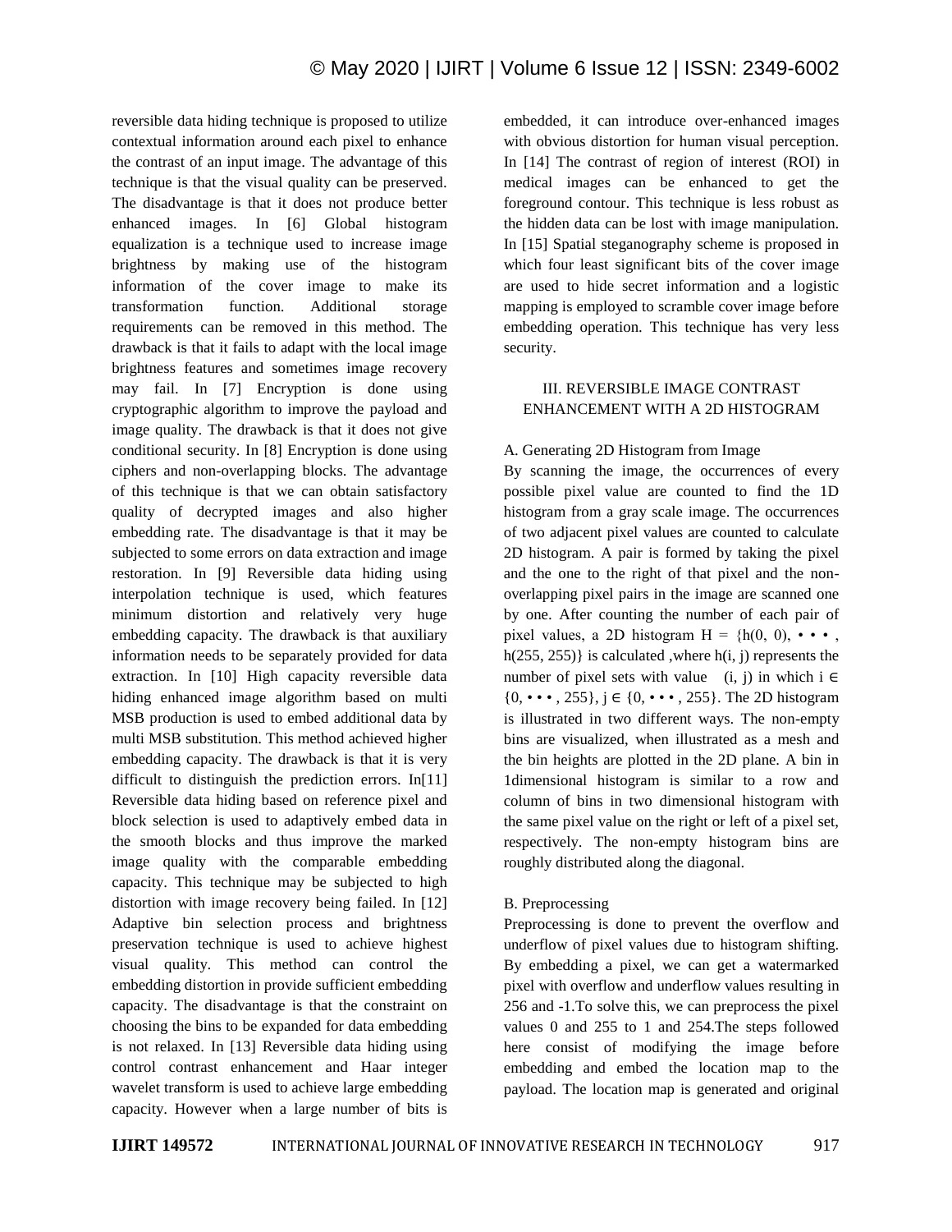reversible data hiding technique is proposed to utilize contextual information around each pixel to enhance the contrast of an input image. The advantage of this technique is that the visual quality can be preserved. The disadvantage is that it does not produce better enhanced images. In [6] Global histogram equalization is a technique used to increase image brightness by making use of the histogram information of the cover image to make its transformation function. Additional storage requirements can be removed in this method. The drawback is that it fails to adapt with the local image brightness features and sometimes image recovery may fail. In [7] Encryption is done using cryptographic algorithm to improve the payload and image quality. The drawback is that it does not give conditional security. In [8] Encryption is done using ciphers and non-overlapping blocks. The advantage of this technique is that we can obtain satisfactory quality of decrypted images and also higher embedding rate. The disadvantage is that it may be subjected to some errors on data extraction and image restoration. In [9] Reversible data hiding using interpolation technique is used, which features minimum distortion and relatively very huge embedding capacity. The drawback is that auxiliary information needs to be separately provided for data extraction. In [10] High capacity reversible data hiding enhanced image algorithm based on multi MSB production is used to embed additional data by multi MSB substitution. This method achieved higher embedding capacity. The drawback is that it is very difficult to distinguish the prediction errors. In[11] Reversible data hiding based on reference pixel and block selection is used to adaptively embed data in the smooth blocks and thus improve the marked image quality with the comparable embedding capacity. This technique may be subjected to high distortion with image recovery being failed. In [12] Adaptive bin selection process and brightness preservation technique is used to achieve highest visual quality. This method can control the embedding distortion in provide sufficient embedding capacity. The disadvantage is that the constraint on choosing the bins to be expanded for data embedding is not relaxed. In [13] Reversible data hiding using control contrast enhancement and Haar integer wavelet transform is used to achieve large embedding capacity. However when a large number of bits is embedded, it can introduce over-enhanced images with obvious distortion for human visual perception. In [14] The contrast of region of interest (ROI) in medical images can be enhanced to get the foreground contour. This technique is less robust as the hidden data can be lost with image manipulation. In [15] Spatial steganography scheme is proposed in which four least significant bits of the cover image are used to hide secret information and a logistic mapping is employed to scramble cover image before embedding operation. This technique has very less security.

## III. REVERSIBLE IMAGE CONTRAST ENHANCEMENT WITH A 2D HISTOGRAM

### A. Generating 2D Histogram from Image

By scanning the image, the occurrences of every possible pixel value are counted to find the 1D histogram from a gray scale image. The occurrences of two adjacent pixel values are counted to calculate 2D histogram. A pair is formed by taking the pixel and the one to the right of that pixel and the non-overlapping pixel pairs in the image are scanned one by one. After counting the number of each pair of pixel values, a 2D histogram $H = \{h(0, 0), \cdots, h(255, 255)\}$ is calculated ,where $h(i, j)$ represents the number of pixel sets with value $(i, j)$ in which $i \in \{0, \cdots, 255\}$, $j \in \{0, \cdots, 255\}$. The 2D histogram is illustrated in two different ways. The non-empty bins are visualized, when illustrated as a mesh and the bin heights are plotted in the 2D plane. A bin in 1dimensional histogram is similar to a row and column of bins in two dimensional histogram with the same pixel value on the right or left of a pixel set, respectively. The non-empty histogram bins are roughly distributed along the diagonal.

### B. Preprocessing

Preprocessing is done to prevent the overflow and underflow of pixel values due to histogram shifting. By embedding a pixel, we can get a watermarked pixel with overflow and underflow values resulting in 256 and -1.To solve this, we can preprocess the pixel values 0 and 255 to 1 and 254.The steps followed here consist of modifying the image before embedding and embed the location map to the payload. The location map is generated and original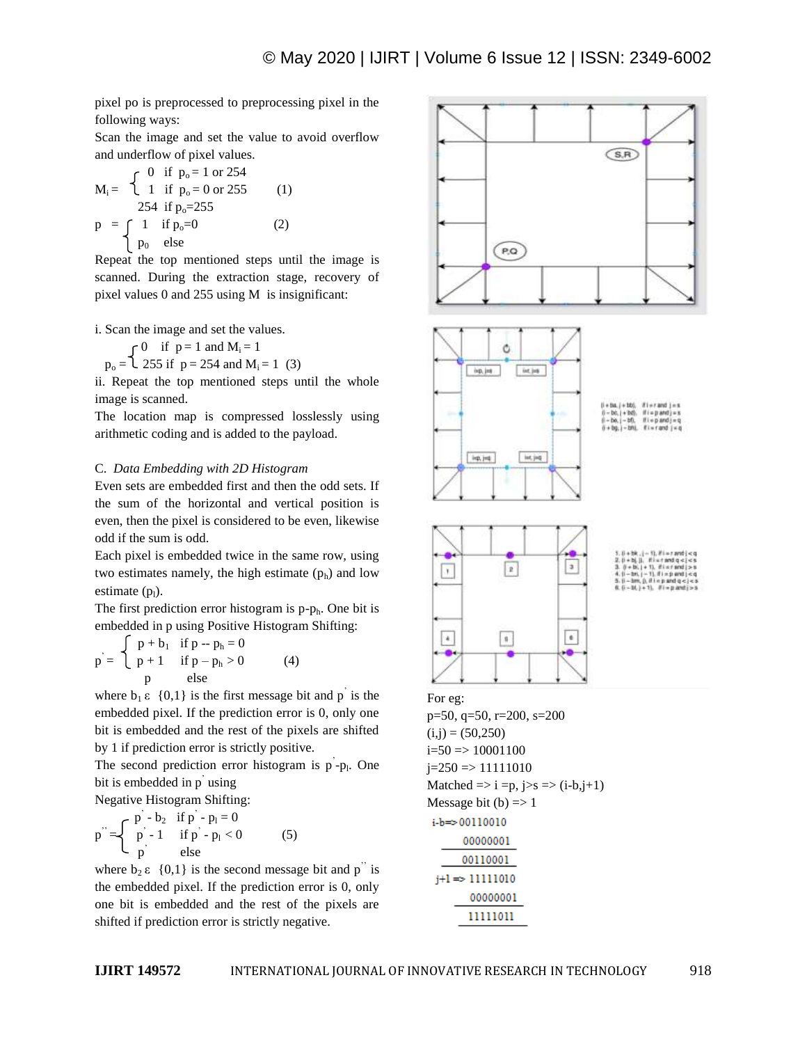pixel po is preprocessed to preprocessing pixel in the following ways:

Scan the image and set the value to avoid overflow and underflow of pixel values.

$$M_i = \begin{cases} 0 & \text{if } p_o = 1 \text{ or } 254 \\ 1 & \text{if } p_o = 0 \text{ or } 255 \end{cases} \quad (1)$$

$$p = \begin{cases} 254 & \text{if } p_o = 255 \\ 1 & \text{if } p_o = 0 \\ p_0 & \text{else} \end{cases} \quad (2)$$

Repeat the top mentioned steps until the image is scanned. During the extraction stage, recovery of pixel values 0 and 255 using M is insignificant:

i. Scan the image and set the values.

$$p_o = \begin{cases} 0 & \text{if } p = 1 \text{ and } M_i = 1 \\ 255 & \text{if } p = 254 \text{ and } M_i = 1 \end{cases} \quad (3)$$

ii. Repeat the top mentioned steps until the whole image is scanned.

The location map is compressed losslessly using arithmetic coding and is added to the payload.

C. *Data Embedding with 2D Histogram*

Even sets are embedded first and then the odd sets. If the sum of the horizontal and vertical position is even, then the pixel is considered to be even, likewise odd if the sum is odd.

Each pixel is embedded twice in the same row, using two estimates namely, the high estimate ($p_h$) and low estimate ($p_l$).

The first prediction error histogram is $p$-$p_h$. One bit is embedded in p using Positive Histogram Shifting:

$$p' = \begin{cases} p + b_1 & \text{if } p - p_h = 0 \\ p + 1 & \text{if } p - p_h > 0 \\ p & \text{else} \end{cases} \quad (4)$$

where $b_1 \varepsilon$ {0,1} is the first message bit and $p'$ is the embedded pixel. If the prediction error is 0, only one bit is embedded and the rest of the pixels are shifted by 1 if prediction error is strictly positive.

The second prediction error histogram is $p'$-$p_l$. One bit is embedded in $p'$ using

Negative Histogram Shifting:

$$p'' = \begin{cases} p' - b_2 & \text{if } p' - p_l = 0 \\ p' - 1 & \text{if } p' - p_l < 0 \\ p' & \text{else} \end{cases} \quad (5)$$

where $b_2 \varepsilon$ {0,1} is the second message bit and $p''$ is the embedded pixel. If the prediction error is 0, only one bit is embedded and the rest of the pixels are shifted if prediction error is strictly negative.

For eg:

p=50, q=50, r=200, s=200

(i,j) = (50,250)

i=50 => 10001100

j=250 => 11111010

Matched => i =p, j>s => (i-b,j+1)

Message bit (b) => 1

i-b=> 00110010
 00000001
 00110001

j+1 => 11111010
 00000001
 11111011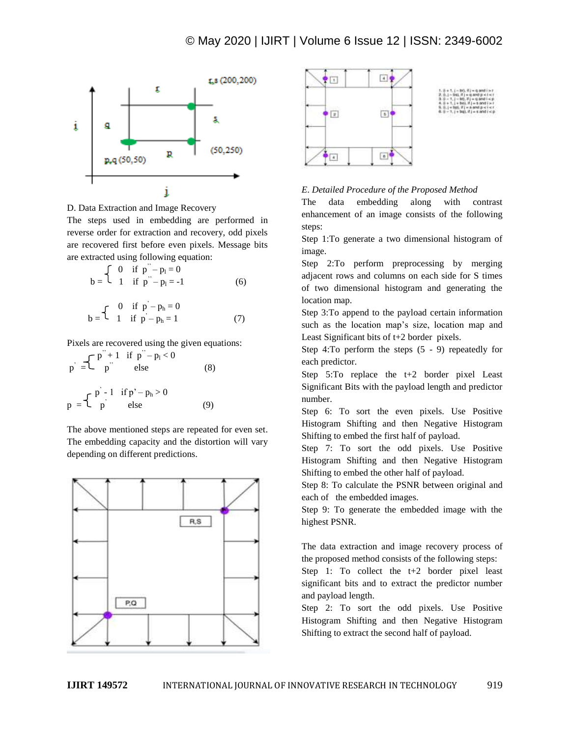## D. Data Extraction and Image Recovery

The steps used in embedding are performed in reverse order for extraction and recovery, odd pixels are recovered first before even pixels. Message bits are extracted using following equation:

$$b = \begin{cases} 0 & \text{if } p'' - p_l = 0 \\ 1 & \text{if } p'' - p_l = -1 \end{cases} \quad (6)$$

$$b = \begin{cases} 0 & \text{if } p' - p_h = 0 \\ 1 & \text{if } p' - p_h = 1 \end{cases} \quad (7)$$

Pixels are recovered using the given equations:

$$p' = \begin{cases} p'' + 1 & \text{if } p'' - p_l < 0 \\ p'' & \text{else} \end{cases} \quad (8)$$

$$p = \begin{cases} p' - 1 & \text{if } p' - p_h > 0 \\ p' & \text{else} \end{cases} \quad (9)$$

The above mentioned steps are repeated for even set. The embedding capacity and the distortion will vary depending on different predictions.

### E. Detailed Procedure of the Proposed Method

The data embedding along with contrast enhancement of an image consists of the following steps:

Step 1:To generate a two dimensional histogram of image.

Step 2:To perform preprocessing by merging adjacent rows and columns on each side for S times of two dimensional histogram and generating the location map.

Step 3:To append to the payload certain information such as the location map's size, location map and Least Significant bits of t+2 border pixels.

Step 4:To perform the steps (5 - 9) repeatedly for each predictor.

Step 5:To replace the t+2 border pixel Least Significant Bits with the payload length and predictor number.

Step 6: To sort the even pixels. Use Positive Histogram Shifting and then Negative Histogram Shifting to embed the first half of payload.

Step 7: To sort the odd pixels. Use Positive Histogram Shifting and then Negative Histogram Shifting to embed the other half of payload.

Step 8: To calculate the PSNR between original and each of the embedded images.

Step 9: To generate the embedded image with the highest PSNR.

The data extraction and image recovery process of the proposed method consists of the following steps:

Step 1: To collect the t+2 border pixel least significant bits and to extract the predictor number and payload length.

Step 2: To sort the odd pixels. Use Positive Histogram Shifting and then Negative Histogram Shifting to extract the second half of payload.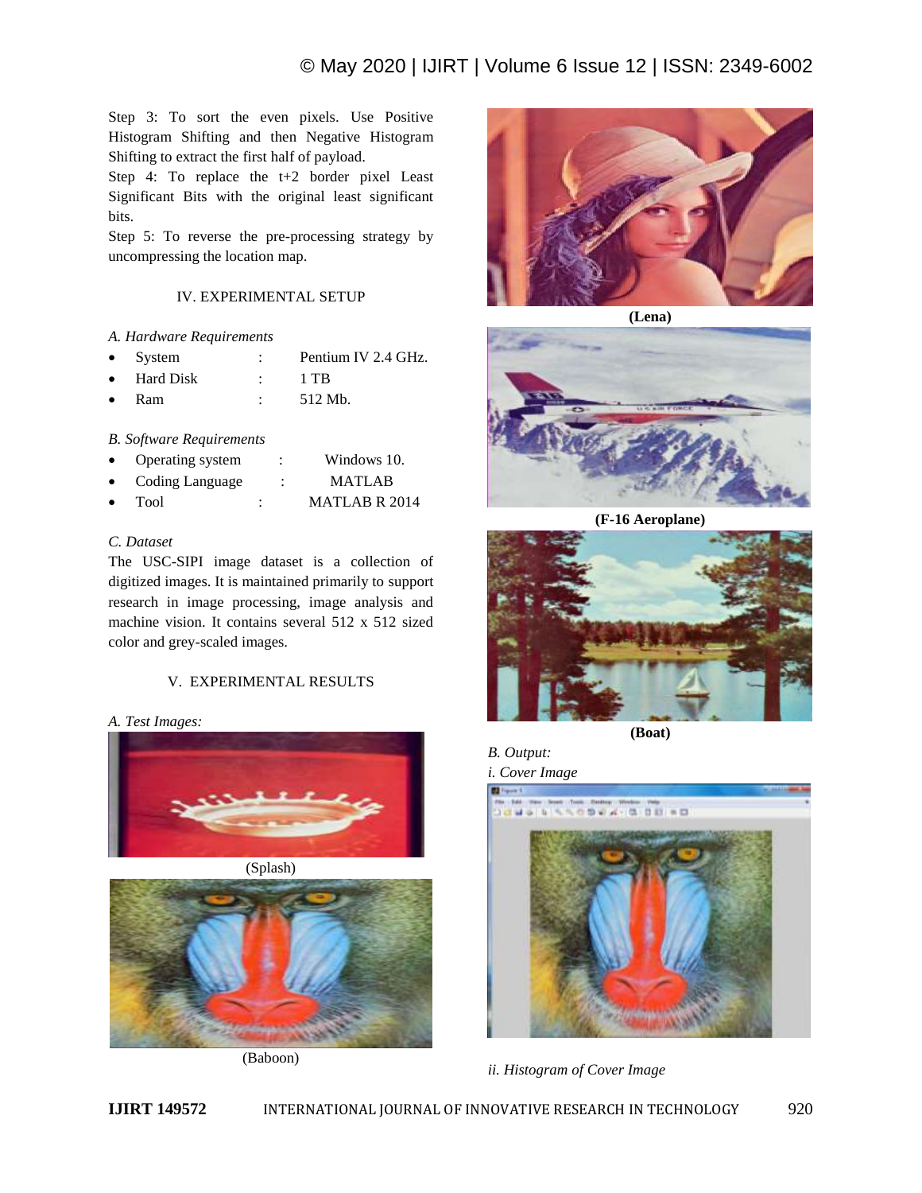Step 3: To sort the even pixels. Use Positive Histogram Shifting and then Negative Histogram Shifting to extract the first half of payload.

Step 4: To replace the t+2 border pixel Least Significant Bits with the original least significant bits.

Step 5: To reverse the pre-processing strategy by uncompressing the location map.

## IV. EXPERIMENTAL SETUP

### *A. Hardware Requirements*

- System : Pentium IV 2.4 GHz.
- Hard Disk : 1 TB
- Ram : 512 Mb.

### *B. Software Requirements*

- Operating system : Windows 10.
- Coding Language : MATLAB
- Tool : MATLAB R 2014

### *C. Dataset*

The USC-SIPI image dataset is a collection of digitized images. It is maintained primarily to support research in image processing, image analysis and machine vision. It contains several 512 x 512 sized color and grey-scaled images.

## V. EXPERIMENTAL RESULTS

### *A. Test Images:*

(Splash)

(Baboon)

**(Lena)**

**(F-16 Aeroplane)**

**(Boat)**

### *B. Output:*

*i. Cover Image*

*ii. Histogram of Cover Image*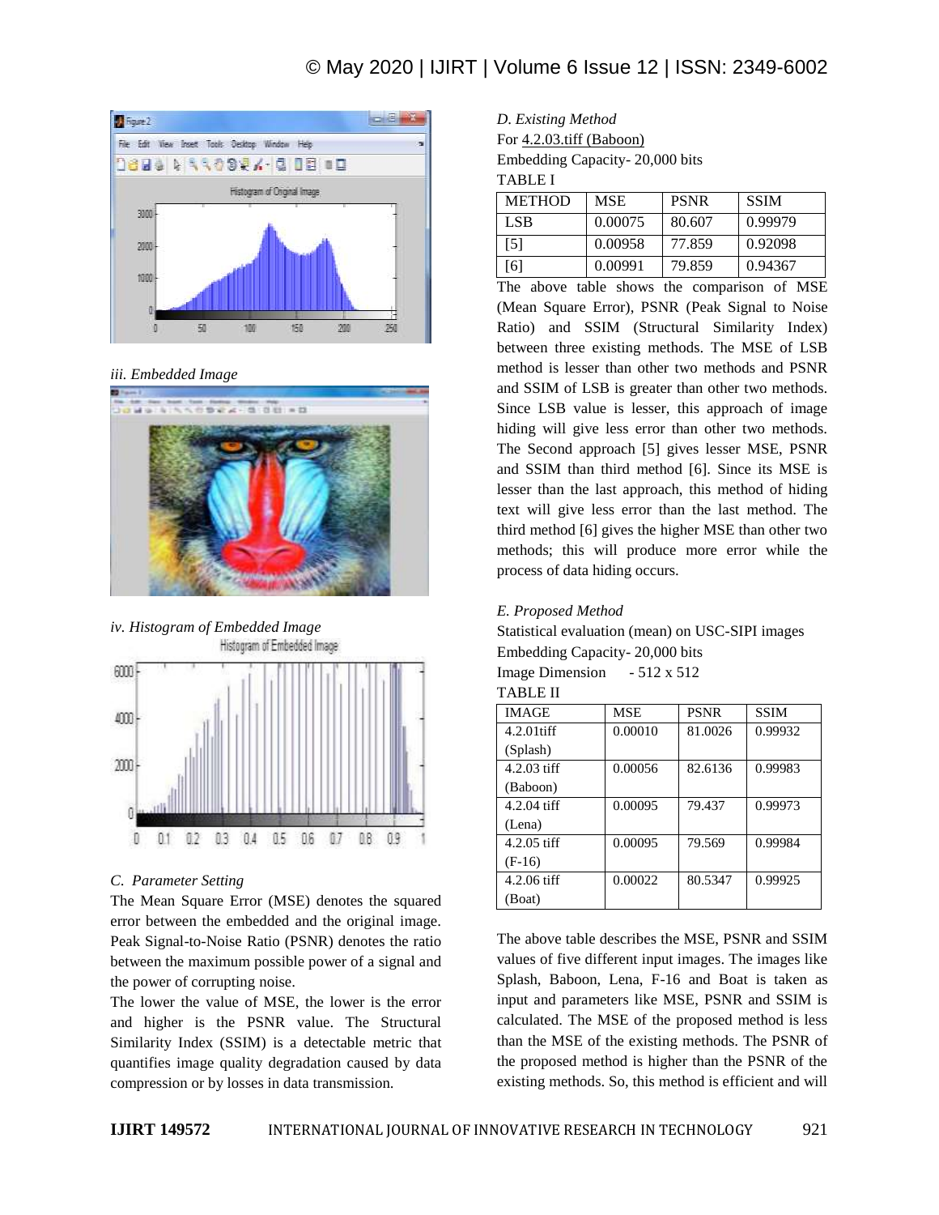*iii. Embedded Image*

*iv. Histogram of Embedded Image*

*C. Parameter Setting*

The Mean Square Error (MSE) denotes the squared error between the embedded and the original image. Peak Signal-to-Noise Ratio (PSNR) denotes the ratio between the maximum possible power of a signal and the power of corrupting noise.

The lower the value of MSE, the lower is the error and higher is the PSNR value. The Structural Similarity Index (SSIM) is a detectable metric that quantifies image quality degradation caused by data compression or by losses in data transmission.

*D. Existing Method*

For 4.2.03.tiff (Baboon)

Embedding Capacity- 20,000 bits

TABLE I

| METHOD | MSE | PSNR | SSIM |
|---|---|---|---|
| LSB | 0.00075 | 80.607 | 0.99979 |
| [5] | 0.00958 | 77.859 | 0.92098 |
| [6] | 0.00991 | 79.859 | 0.94367 |

The above table shows the comparison of MSE (Mean Square Error), PSNR (Peak Signal to Noise Ratio) and SSIM (Structural Similarity Index) between three existing methods. The MSE of LSB method is lesser than other two methods and PSNR and SSIM of LSB is greater than other two methods. Since LSB value is lesser, this approach of image hiding will give less error than other two methods. The Second approach [5] gives lesser MSE, PSNR and SSIM than third method [6]. Since its MSE is lesser than the last approach, this method of hiding text will give less error than the last method. The third method [6] gives the higher MSE than other two methods; this will produce more error while the process of data hiding occurs.

*E. Proposed Method*

Statistical evaluation (mean) on USC-SIPI images

Embedding Capacity- 20,000 bits

Image Dimension - 512 x 512

TABLE II

| IMAGE | MSE | PSNR | SSIM |
|---|---|---|---|
| 4.2.01tiff (Splash) | 0.00010 | 81.0026 | 0.99932 |
| 4.2.03 tiff (Baboon) | 0.00056 | 82.6136 | 0.99983 |
| 4.2.04 tiff (Lena) | 0.00095 | 79.437 | 0.99973 |
| 4.2.05 tiff (F-16) | 0.00095 | 79.569 | 0.99984 |
| 4.2.06 tiff (Boat) | 0.00022 | 80.5347 | 0.99925 |

The above table describes the MSE, PSNR and SSIM values of five different input images. The images like Splash, Baboon, Lena, F-16 and Boat is taken as input and parameters like MSE, PSNR and SSIM is calculated. The MSE of the proposed method is less than the MSE of the existing methods. The PSNR of the proposed method is higher than the PSNR of the existing methods. So, this method is efficient and will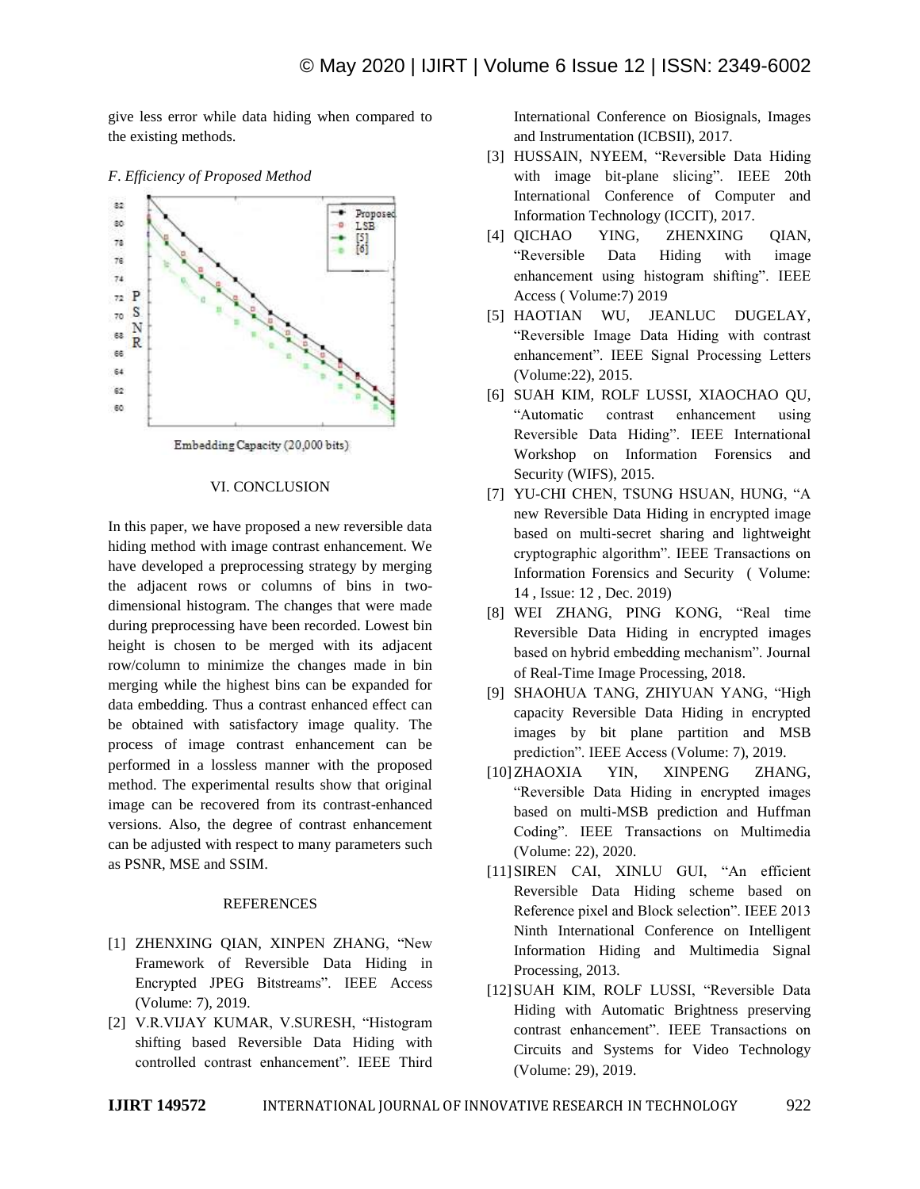give less error while data hiding when compared to the existing methods.

*F. Efficiency of Proposed Method*

Embedding Capacity (20,000 bits)

## VI. CONCLUSION

In this paper, we have proposed a new reversible data hiding method with image contrast enhancement. We have developed a preprocessing strategy by merging the adjacent rows or columns of bins in two-dimensional histogram. The changes that were made during preprocessing have been recorded. Lowest bin height is chosen to be merged with its adjacent row/column to minimize the changes made in bin merging while the highest bins can be expanded for data embedding. Thus a contrast enhanced effect can be obtained with satisfactory image quality. The process of image contrast enhancement can be performed in a lossless manner with the proposed method. The experimental results show that original image can be recovered from its contrast-enhanced versions. Also, the degree of contrast enhancement can be adjusted with respect to many parameters such as PSNR, MSE and SSIM.

## REFERENCES

[1] ZHENXING QIAN, XINPEN ZHANG, "New Framework of Reversible Data Hiding in Encrypted JPEG Bitstreams". IEEE Access (Volume: 7), 2019.

[2] V.R.VIJAY KUMAR, V.SURESH, "Histogram shifting based Reversible Data Hiding with controlled contrast enhancement". IEEE Third International Conference on Biosignals, Images and Instrumentation (ICBSII), 2017.

[3] HUSSAIN, NYEEM, "Reversible Data Hiding with image bit-plane slicing". IEEE 20th International Conference of Computer and Information Technology (ICCIT), 2017.

[4] QICHAO YING, ZHENXING QIAN, "Reversible Data Hiding with image enhancement using histogram shifting". IEEE Access ( Volume:7) 2019

[5] HAOTIAN WU, JEANLUC DUGELAY, "Reversible Image Data Hiding with contrast enhancement". IEEE Signal Processing Letters (Volume:22), 2015.

[6] SUAH KIM, ROLF LUSSI, XIAOCHAO QU, "Automatic contrast enhancement using Reversible Data Hiding". IEEE International Workshop on Information Forensics and Security (WIFS), 2015.

[7] YU-CHI CHEN, TSUNG HSUAN, HUNG, "A new Reversible Data Hiding in encrypted image based on multi-secret sharing and lightweight cryptographic algorithm". IEEE Transactions on Information Forensics and Security ( Volume: 14 , Issue: 12 , Dec. 2019)

[8] WEI ZHANG, PING KONG, "Real time Reversible Data Hiding in encrypted images based on hybrid embedding mechanism". Journal of Real-Time Image Processing, 2018.

[9] SHAOHUA TANG, ZHIYUAN YANG, "High capacity Reversible Data Hiding in encrypted images by bit plane partition and MSB prediction". IEEE Access (Volume: 7), 2019.

[10] ZHAOXIA YIN, XINPENG ZHANG, "Reversible Data Hiding in encrypted images based on multi-MSB prediction and Huffman Coding". IEEE Transactions on Multimedia (Volume: 22), 2020.

[11] SIREN CAI, XINLU GUI, "An efficient Reversible Data Hiding scheme based on Reference pixel and Block selection". IEEE 2013 Ninth International Conference on Intelligent Information Hiding and Multimedia Signal Processing, 2013.

[12] SUAH KIM, ROLF LUSSI, "Reversible Data Hiding with Automatic Brightness preserving contrast enhancement". IEEE Transactions on Circuits and Systems for Video Technology (Volume: 29), 2019.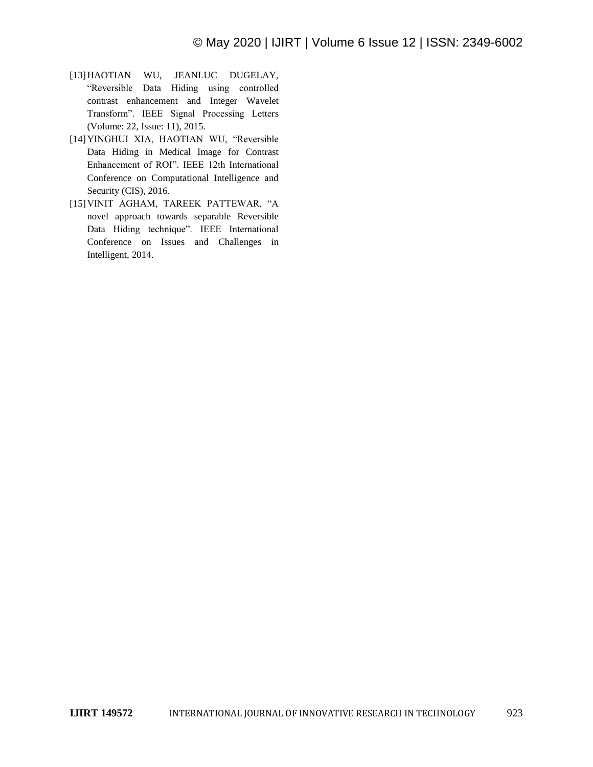[13] HAOTIAN WU, JEANLUC DUGELAY, "Reversible Data Hiding using controlled contrast enhancement and Integer Wavelet Transform". IEEE Signal Processing Letters (Volume: 22, Issue: 11), 2015.

[14] YINGHUI XIA, HAOTIAN WU, "Reversible Data Hiding in Medical Image for Contrast Enhancement of ROI". IEEE 12th International Conference on Computational Intelligence and Security (CIS), 2016.

[15] VINIT AGHAM, TAREEK PATTEWAR, "A novel approach towards separable Reversible Data Hiding technique". IEEE International Conference on Issues and Challenges in Intelligent, 2014.